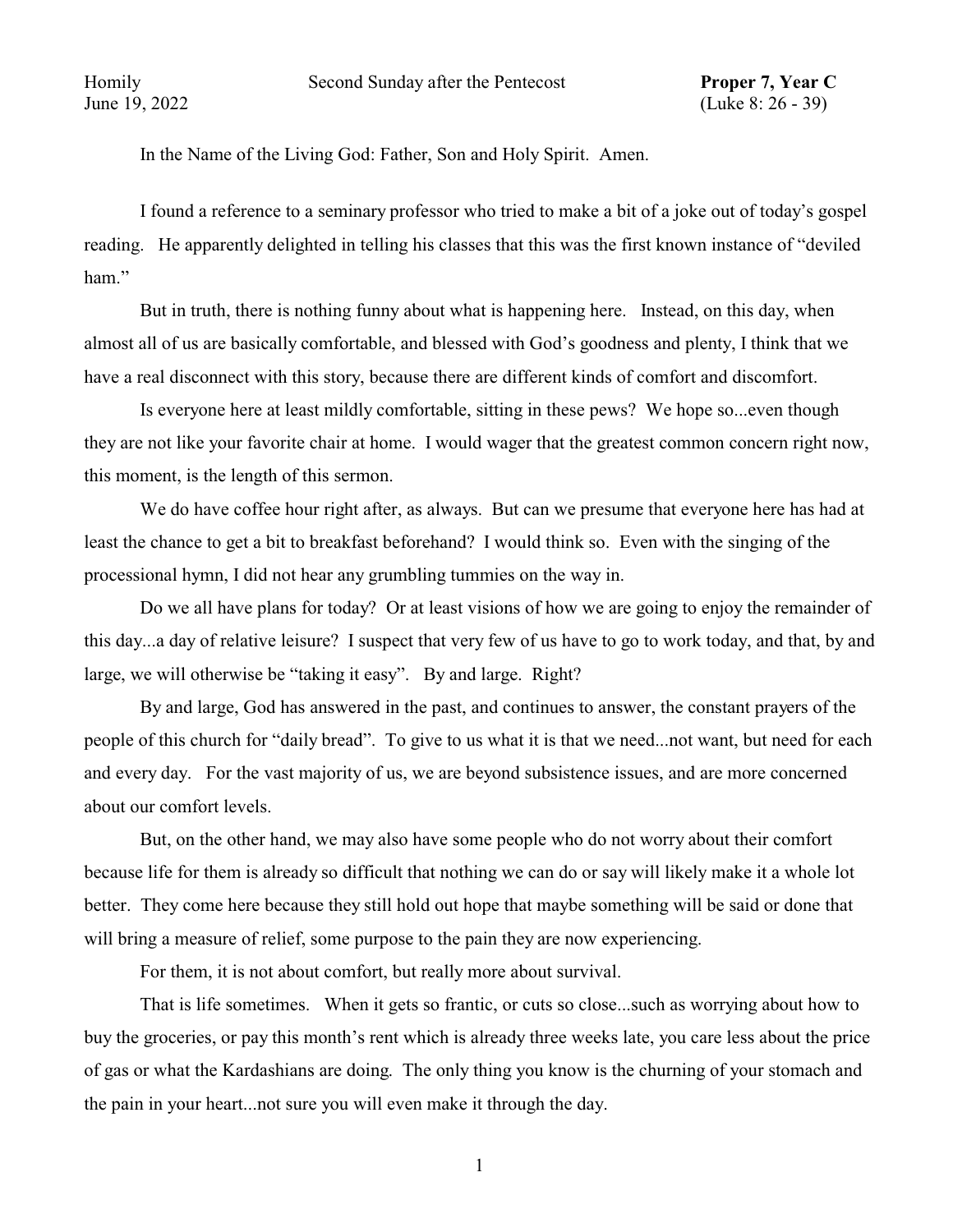Homily | Second Sunday after the Pentecost | **Proper 7, Year C**
June 19, 2022 | | (Luke 8: 26 - 39)

In the Name of the Living God: Father, Son and Holy Spirit. Amen.

I found a reference to a seminary professor who tried to make a bit of a joke out of today's gospel reading. He apparently delighted in telling his classes that this was the first known instance of "deviled ham."

But in truth, there is nothing funny about what is happening here. Instead, on this day, when almost all of us are basically comfortable, and blessed with God's goodness and plenty, I think that we have a real disconnect with this story, because there are different kinds of comfort and discomfort.

Is everyone here at least mildly comfortable, sitting in these pews? We hope so...even though they are not like your favorite chair at home. I would wager that the greatest common concern right now, this moment, is the length of this sermon.

We do have coffee hour right after, as always. But can we presume that everyone here has had at least the chance to get a bit to breakfast beforehand? I would think so. Even with the singing of the processional hymn, I did not hear any grumbling tummies on the way in.

Do we all have plans for today? Or at least visions of how we are going to enjoy the remainder of this day...a day of relative leisure? I suspect that very few of us have to go to work today, and that, by and large, we will otherwise be "taking it easy". By and large. Right?

By and large, God has answered in the past, and continues to answer, the constant prayers of the people of this church for "daily bread". To give to us what it is that we need...not want, but need for each and every day. For the vast majority of us, we are beyond subsistence issues, and are more concerned about our comfort levels.

But, on the other hand, we may also have some people who do not worry about their comfort because life for them is already so difficult that nothing we can do or say will likely make it a whole lot better. They come here because they still hold out hope that maybe something will be said or done that will bring a measure of relief, some purpose to the pain they are now experiencing.

For them, it is not about comfort, but really more about survival.

That is life sometimes. When it gets so frantic, or cuts so close...such as worrying about how to buy the groceries, or pay this month's rent which is already three weeks late, you care less about the price of gas or what the Kardashians are doing. The only thing you know is the churning of your stomach and the pain in your heart...not sure you will even make it through the day.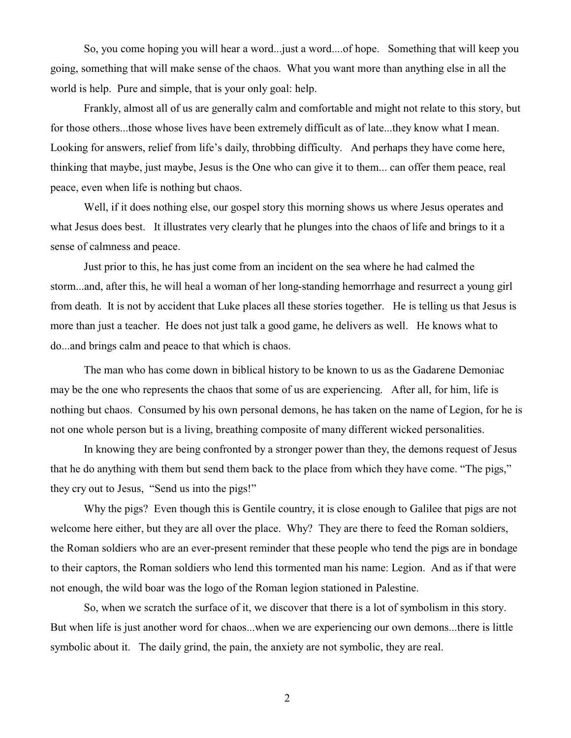So, you come hoping you will hear a word...just a word....of hope. Something that will keep you going, something that will make sense of the chaos. What you want more than anything else in all the world is help. Pure and simple, that is your only goal: help.

Frankly, almost all of us are generally calm and comfortable and might not relate to this story, but for those others...those whose lives have been extremely difficult as of late...they know what I mean. Looking for answers, relief from life's daily, throbbing difficulty. And perhaps they have come here, thinking that maybe, just maybe, Jesus is the One who can give it to them... can offer them peace, real peace, even when life is nothing but chaos.

Well, if it does nothing else, our gospel story this morning shows us where Jesus operates and what Jesus does best. It illustrates very clearly that he plunges into the chaos of life and brings to it a sense of calmness and peace.

Just prior to this, he has just come from an incident on the sea where he had calmed the storm...and, after this, he will heal a woman of her long-standing hemorrhage and resurrect a young girl from death. It is not by accident that Luke places all these stories together. He is telling us that Jesus is more than just a teacher. He does not just talk a good game, he delivers as well. He knows what to do...and brings calm and peace to that which is chaos.

The man who has come down in biblical history to be known to us as the Gadarene Demoniac may be the one who represents the chaos that some of us are experiencing. After all, for him, life is nothing but chaos. Consumed by his own personal demons, he has taken on the name of Legion, for he is not one whole person but is a living, breathing composite of many different wicked personalities.

In knowing they are being confronted by a stronger power than they, the demons request of Jesus that he do anything with them but send them back to the place from which they have come. "The pigs," they cry out to Jesus, "Send us into the pigs!"

Why the pigs? Even though this is Gentile country, it is close enough to Galilee that pigs are not welcome here either, but they are all over the place. Why? They are there to feed the Roman soldiers, the Roman soldiers who are an ever-present reminder that these people who tend the pigs are in bondage to their captors, the Roman soldiers who lend this tormented man his name: Legion. And as if that were not enough, the wild boar was the logo of the Roman legion stationed in Palestine.

So, when we scratch the surface of it, we discover that there is a lot of symbolism in this story. But when life is just another word for chaos...when we are experiencing our own demons...there is little symbolic about it. The daily grind, the pain, the anxiety are not symbolic, they are real.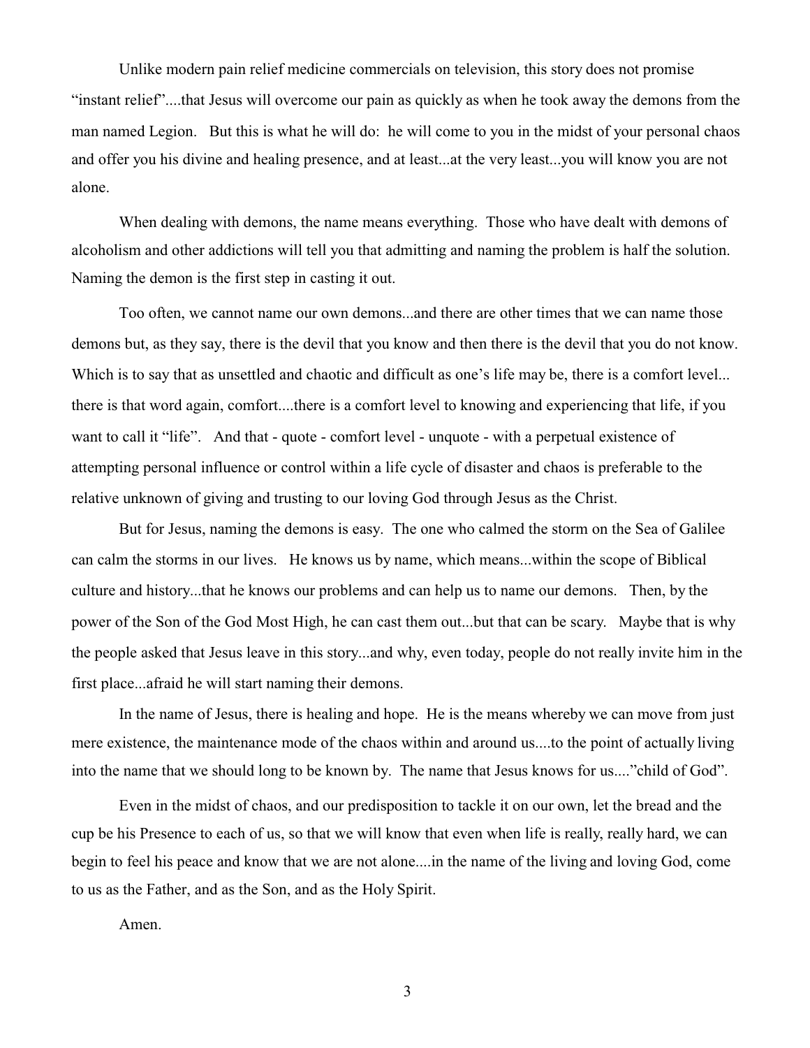Unlike modern pain relief medicine commercials on television, this story does not promise "instant relief"....that Jesus will overcome our pain as quickly as when he took away the demons from the man named Legion. But this is what he will do: he will come to you in the midst of your personal chaos and offer you his divine and healing presence, and at least...at the very least...you will know you are not alone.

When dealing with demons, the name means everything. Those who have dealt with demons of alcoholism and other addictions will tell you that admitting and naming the problem is half the solution. Naming the demon is the first step in casting it out.

Too often, we cannot name our own demons...and there are other times that we can name those demons but, as they say, there is the devil that you know and then there is the devil that you do not know. Which is to say that as unsettled and chaotic and difficult as one's life may be, there is a comfort level... there is that word again, comfort....there is a comfort level to knowing and experiencing that life, if you want to call it "life". And that - quote - comfort level - unquote - with a perpetual existence of attempting personal influence or control within a life cycle of disaster and chaos is preferable to the relative unknown of giving and trusting to our loving God through Jesus as the Christ.

But for Jesus, naming the demons is easy. The one who calmed the storm on the Sea of Galilee can calm the storms in our lives. He knows us by name, which means...within the scope of Biblical culture and history...that he knows our problems and can help us to name our demons. Then, by the power of the Son of the God Most High, he can cast them out...but that can be scary. Maybe that is why the people asked that Jesus leave in this story...and why, even today, people do not really invite him in the first place...afraid he will start naming their demons.

In the name of Jesus, there is healing and hope. He is the means whereby we can move from just mere existence, the maintenance mode of the chaos within and around us....to the point of actually living into the name that we should long to be known by. The name that Jesus knows for us...."child of God".

Even in the midst of chaos, and our predisposition to tackle it on our own, let the bread and the cup be his Presence to each of us, so that we will know that even when life is really, really hard, we can begin to feel his peace and know that we are not alone....in the name of the living and loving God, come to us as the Father, and as the Son, and as the Holy Spirit.

Amen.